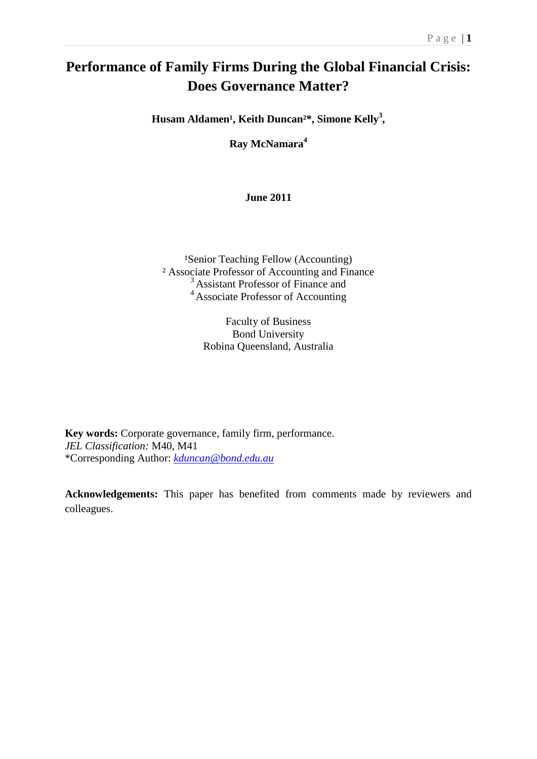# Performance of Family Firms During the Global Financial Crisis: Does Governance Matter?

**Husam Aldamen[1], Keith Duncan[2]*, Simone Kelly[3],**

**Ray McNamara[4]**

**June 2011**

[1]Senior Teaching Fellow (Accounting)
[2] Associate Professor of Accounting and Finance
[3] Assistant Professor of Finance and
[4] Associate Professor of Accounting

Faculty of Business
Bond University
Robina Queensland, Australia

**Key words:** Corporate governance, family firm, performance.
*JEL Classification:* M40, M41
*Corresponding Author: *kduncan@bond.edu.au*

**Acknowledgements:** This paper has benefited from comments made by reviewers and colleagues.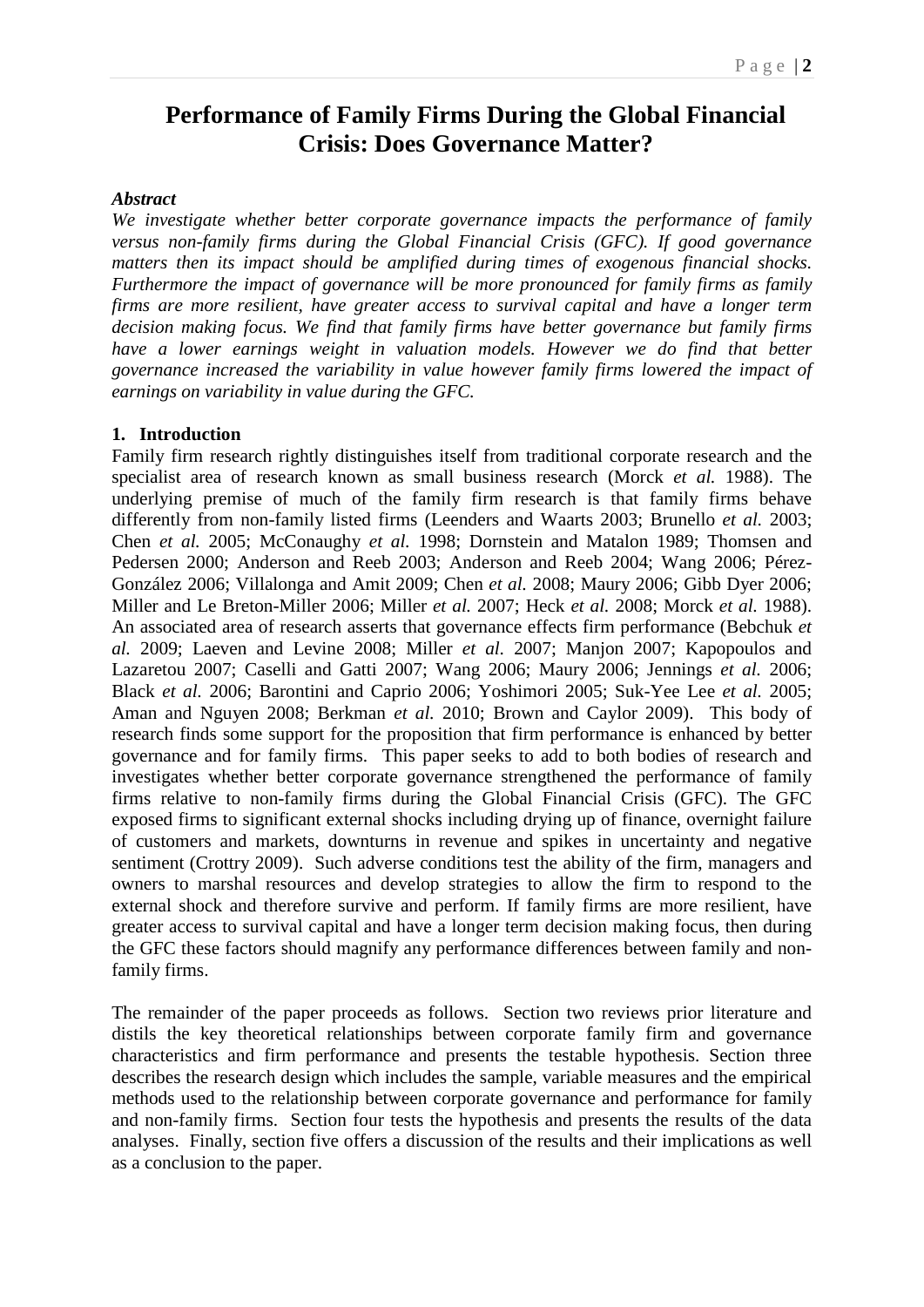# Performance of Family Firms During the Global Financial Crisis: Does Governance Matter?

### *Abstract*

*We investigate whether better corporate governance impacts the performance of family versus non-family firms during the Global Financial Crisis (GFC). If good governance matters then its impact should be amplified during times of exogenous financial shocks. Furthermore the impact of governance will be more pronounced for family firms as family firms are more resilient, have greater access to survival capital and have a longer term decision making focus. We find that family firms have better governance but family firms have a lower earnings weight in valuation models. However we do find that better governance increased the variability in value however family firms lowered the impact of earnings on variability in value during the GFC.*

## 1. Introduction

Family firm research rightly distinguishes itself from traditional corporate research and the specialist area of research known as small business research (Morck *et al.* 1988). The underlying premise of much of the family firm research is that family firms behave differently from non-family listed firms (Leenders and Waarts 2003; Brunello *et al.* 2003; Chen *et al.* 2005; McConaughy *et al.* 1998; Dornstein and Matalon 1989; Thomsen and Pedersen 2000; Anderson and Reeb 2003; Anderson and Reeb 2004; Wang 2006; Pérez-González 2006; Villalonga and Amit 2009; Chen *et al.* 2008; Maury 2006; Gibb Dyer 2006; Miller and Le Breton-Miller 2006; Miller *et al.* 2007; Heck *et al.* 2008; Morck *et al.* 1988). An associated area of research asserts that governance effects firm performance (Bebchuk *et al.* 2009; Laeven and Levine 2008; Miller *et al.* 2007; Manjon 2007; Kapopoulos and Lazaretou 2007; Caselli and Gatti 2007; Wang 2006; Maury 2006; Jennings *et al.* 2006; Black *et al.* 2006; Barontini and Caprio 2006; Yoshimori 2005; Suk-Yee Lee *et al.* 2005; Aman and Nguyen 2008; Berkman *et al.* 2010; Brown and Caylor 2009). This body of research finds some support for the proposition that firm performance is enhanced by better governance and for family firms. This paper seeks to add to both bodies of research and investigates whether better corporate governance strengthened the performance of family firms relative to non-family firms during the Global Financial Crisis (GFC). The GFC exposed firms to significant external shocks including drying up of finance, overnight failure of customers and markets, downturns in revenue and spikes in uncertainty and negative sentiment (Crottry 2009). Such adverse conditions test the ability of the firm, managers and owners to marshal resources and develop strategies to allow the firm to respond to the external shock and therefore survive and perform. If family firms are more resilient, have greater access to survival capital and have a longer term decision making focus, then during the GFC these factors should magnify any performance differences between family and non-family firms.

The remainder of the paper proceeds as follows. Section two reviews prior literature and distils the key theoretical relationships between corporate family firm and governance characteristics and firm performance and presents the testable hypothesis. Section three describes the research design which includes the sample, variable measures and the empirical methods used to the relationship between corporate governance and performance for family and non-family firms. Section four tests the hypothesis and presents the results of the data analyses. Finally, section five offers a discussion of the results and their implications as well as a conclusion to the paper.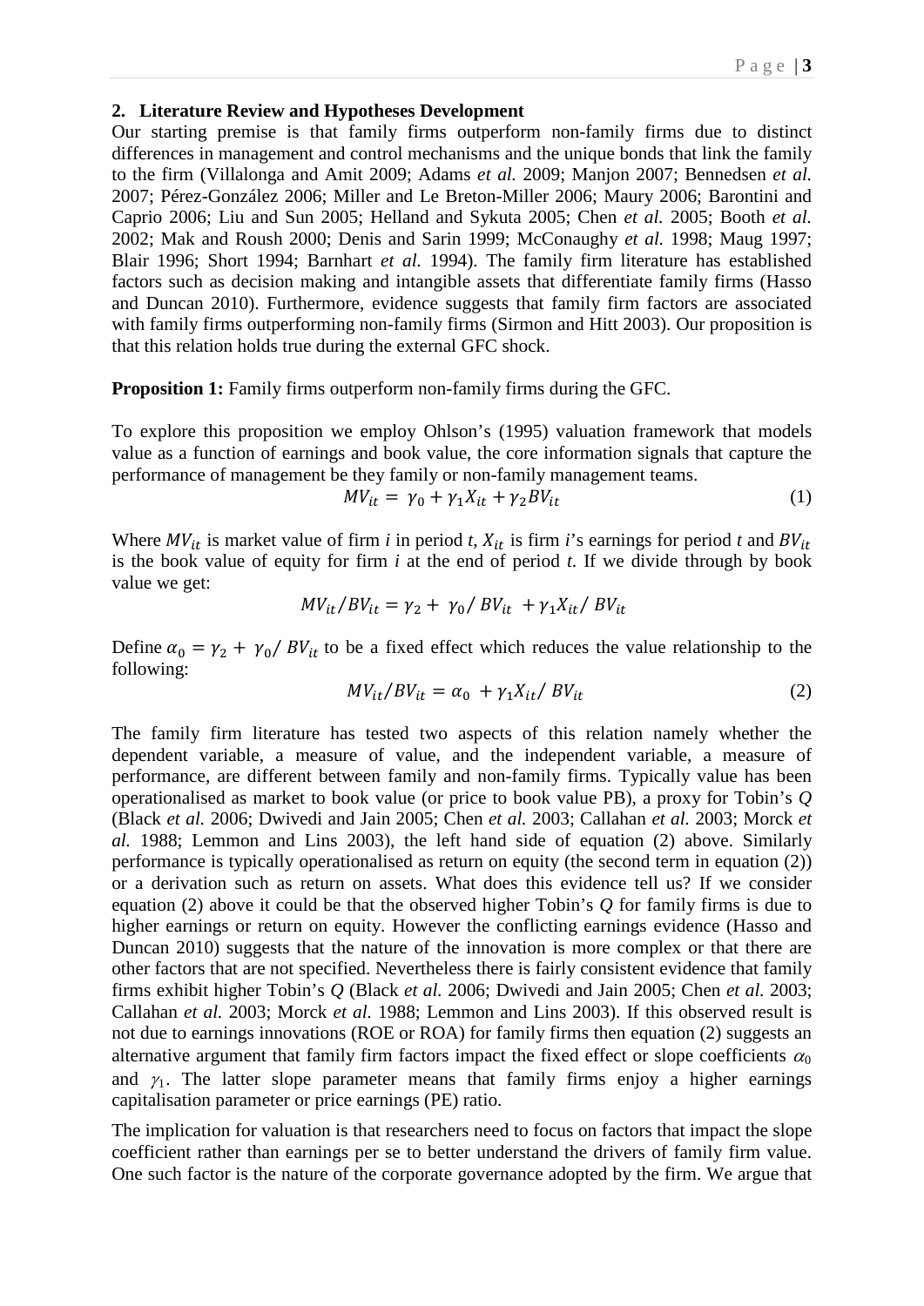## 2. Literature Review and Hypotheses Development

Our starting premise is that family firms outperform non-family firms due to distinct differences in management and control mechanisms and the unique bonds that link the family to the firm (Villalonga and Amit 2009; Adams *et al.* 2009; Manjon 2007; Bennedsen *et al.* 2007; Pérez-González 2006; Miller and Le Breton-Miller 2006; Maury 2006; Barontini and Caprio 2006; Liu and Sun 2005; Helland and Sykuta 2005; Chen *et al.* 2005; Booth *et al.* 2002; Mak and Roush 2000; Denis and Sarin 1999; McConaughy *et al.* 1998; Maug 1997; Blair 1996; Short 1994; Barnhart *et al.* 1994). The family firm literature has established factors such as decision making and intangible assets that differentiate family firms (Hasso and Duncan 2010). Furthermore, evidence suggests that family firm factors are associated with family firms outperforming non-family firms (Sirmon and Hitt 2003). Our proposition is that this relation holds true during the external GFC shock.

**Proposition 1:** Family firms outperform non-family firms during the GFC.

To explore this proposition we employ Ohlson's (1995) valuation framework that models value as a function of earnings and book value, the core information signals that capture the performance of management be they family or non-family management teams.

$$MV_{it} = \gamma_0 + \gamma_1 X_{it} + \gamma_2 BV_{it} \tag{1}$$

Where $MV_{it}$ is market value of firm *i* in period *t*, $X_{it}$ is firm *i*'s earnings for period *t* and $BV_{it}$ is the book value of equity for firm *i* at the end of period *t*. If we divide through by book value we get:

$$MV_{it}/BV_{it} = \gamma_2 + \gamma_0/BV_{it} + \gamma_1 X_{it}/BV_{it}$$

Define $\alpha_0 = \gamma_2 + \gamma_0/BV_{it}$ to be a fixed effect which reduces the value relationship to the following:

$$MV_{it}/BV_{it} = \alpha_0 + \gamma_1 X_{it}/BV_{it} \tag{2}$$

The family firm literature has tested two aspects of this relation namely whether the dependent variable, a measure of value, and the independent variable, a measure of performance, are different between family and non-family firms. Typically value has been operationalised as market to book value (or price to book value PB), a proxy for Tobin's *Q* (Black *et al.* 2006; Dwivedi and Jain 2005; Chen *et al.* 2003; Callahan *et al.* 2003; Morck *et al.* 1988; Lemmon and Lins 2003), the left hand side of equation (2) above. Similarly performance is typically operationalised as return on equity (the second term in equation (2)) or a derivation such as return on assets. What does this evidence tell us? If we consider equation (2) above it could be that the observed higher Tobin's *Q* for family firms is due to higher earnings or return on equity. However the conflicting earnings evidence (Hasso and Duncan 2010) suggests that the nature of the innovation is more complex or that there are other factors that are not specified. Nevertheless there is fairly consistent evidence that family firms exhibit higher Tobin's *Q* (Black *et al.* 2006; Dwivedi and Jain 2005; Chen *et al.* 2003; Callahan *et al.* 2003; Morck *et al.* 1988; Lemmon and Lins 2003). If this observed result is not due to earnings innovations (ROE or ROA) for family firms then equation (2) suggests an alternative argument that family firm factors impact the fixed effect or slope coefficients $\alpha_0$ and $\gamma_1$. The latter slope parameter means that family firms enjoy a higher earnings capitalisation parameter or price earnings (PE) ratio.

The implication for valuation is that researchers need to focus on factors that impact the slope coefficient rather than earnings per se to better understand the drivers of family firm value. One such factor is the nature of the corporate governance adopted by the firm. We argue that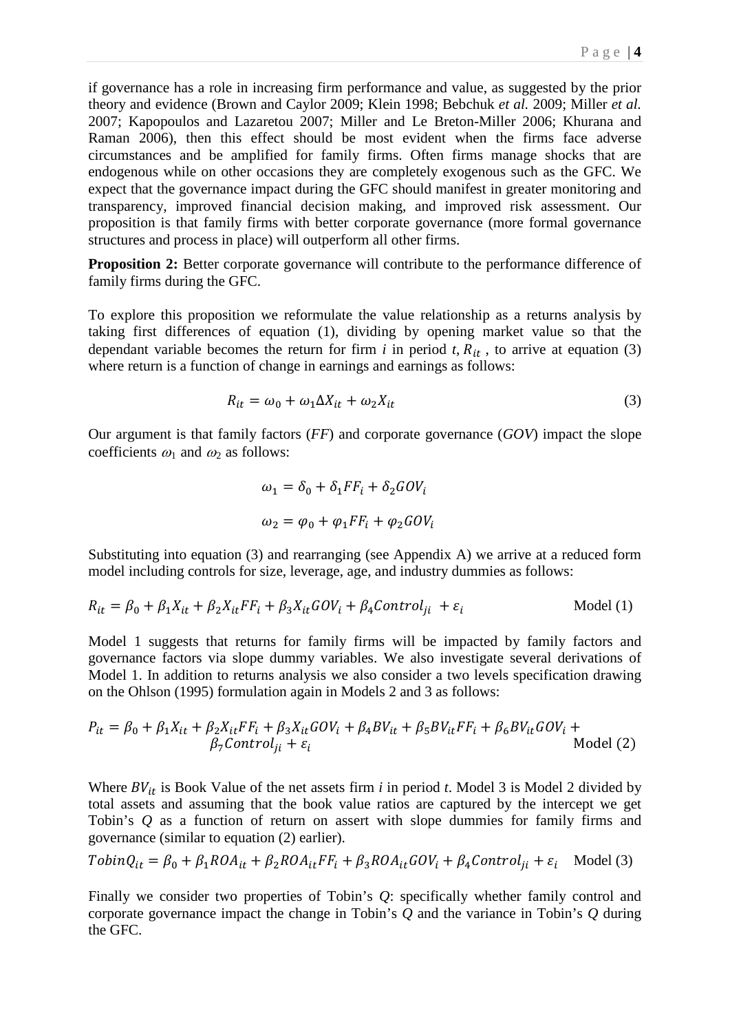if governance has a role in increasing firm performance and value, as suggested by the prior theory and evidence (Brown and Caylor 2009; Klein 1998; Bebchuk *et al.* 2009; Miller *et al.* 2007; Kapopoulos and Lazaretou 2007; Miller and Le Breton-Miller 2006; Khurana and Raman 2006), then this effect should be most evident when the firms face adverse circumstances and be amplified for family firms. Often firms manage shocks that are endogenous while on other occasions they are completely exogenous such as the GFC. We expect that the governance impact during the GFC should manifest in greater monitoring and transparency, improved financial decision making, and improved risk assessment. Our proposition is that family firms with better corporate governance (more formal governance structures and process in place) will outperform all other firms.

**Proposition 2:** Better corporate governance will contribute to the performance difference of family firms during the GFC.

To explore this proposition we reformulate the value relationship as a returns analysis by taking first differences of equation (1), dividing by opening market value so that the dependant variable becomes the return for firm *i* in period *t*, $R_{it}$ , to arrive at equation (3) where return is a function of change in earnings and earnings as follows:

$$R_{it} = \omega_0 + \omega_1 \Delta X_{it} + \omega_2 X_{it} \tag{3}$$

Our argument is that family factors (*FF*) and corporate governance (*GOV*) impact the slope coefficients $\omega_1$ and $\omega_2$ as follows:

$$\omega_1 = \delta_0 + \delta_1 FF_i + \delta_2 GOV_i$$

$$\omega_2 = \varphi_0 + \varphi_1 FF_i + \varphi_2 GOV_i$$

Substituting into equation (3) and rearranging (see Appendix A) we arrive at a reduced form model including controls for size, leverage, age, and industry dummies as follows:

$$R_{it} = \beta_0 + \beta_1 X_{it} + \beta_2 X_{it} FF_i + \beta_3 X_{it} GOV_i + \beta_4 Control_{ji} + \varepsilon_i \qquad \text{Model (1)}$$

Model 1 suggests that returns for family firms will be impacted by family factors and governance factors via slope dummy variables. We also investigate several derivations of Model 1. In addition to returns analysis we also consider a two levels specification drawing on the Ohlson (1995) formulation again in Models 2 and 3 as follows:

$$P_{it} = \beta_0 + \beta_1 X_{it} + \beta_2 X_{it} FF_i + \beta_3 X_{it} GOV_i + \beta_4 BV_{it} + \beta_5 BV_{it} FF_i + \beta_6 BV_{it} GOV_i + \beta_7 Control_{ji} + \varepsilon_i \qquad \text{Model (2)}$$

Where $BV_{it}$ is Book Value of the net assets firm *i* in period *t*. Model 3 is Model 2 divided by total assets and assuming that the book value ratios are captured by the intercept we get Tobin's *Q* as a function of return on assert with slope dummies for family firms and governance (similar to equation (2) earlier).

$$TobinQ_{it} = \beta_0 + \beta_1 ROA_{it} + \beta_2 ROA_{it} FF_i + \beta_3 ROA_{it} GOV_i + \beta_4 Control_{ji} + \varepsilon_i \qquad \text{Model (3)}$$

Finally we consider two properties of Tobin's *Q*: specifically whether family control and corporate governance impact the change in Tobin's *Q* and the variance in Tobin's *Q* during the GFC.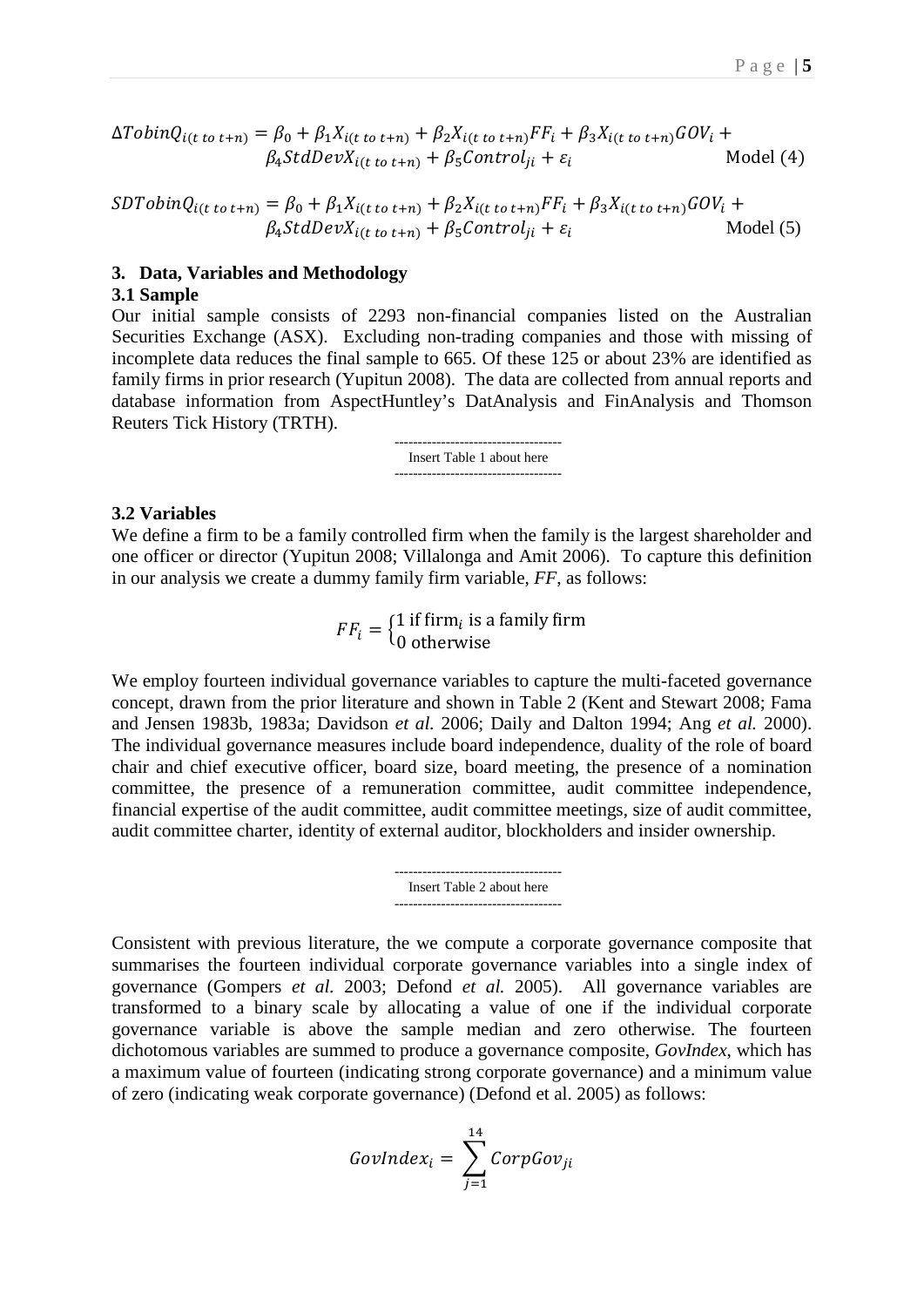$$\Delta TobinQ_{i(t\ to\ t+n)} = \beta_0 + \beta_1 X_{i(t\ to\ t+n)} + \beta_2 X_{i(t\ to\ t+n)} FF_i + \beta_3 X_{i(t\ to\ t+n)} GOV_i + \beta_4 StdDevX_{i(t\ to\ t+n)} + \beta_5 Control_{ji} + \varepsilon_i \quad \text{Model (4)}$$

$$SDTobinQ_{i(t\ to\ t+n)} = \beta_0 + \beta_1 X_{i(t\ to\ t+n)} + \beta_2 X_{i(t\ to\ t+n)} FF_i + \beta_3 X_{i(t\ to\ t+n)} GOV_i + \beta_4 StdDevX_{i(t\ to\ t+n)} + \beta_5 Control_{ji} + \varepsilon_i \quad \text{Model (5)}$$

## 3. Data, Variables and Methodology

### 3.1 Sample

Our initial sample consists of 2293 non-financial companies listed on the Australian Securities Exchange (ASX). Excluding non-trading companies and those with missing of incomplete data reduces the final sample to 665. Of these 125 or about 23% are identified as family firms in prior research (Yupitun 2008). The data are collected from annual reports and database information from AspectHuntley's DatAnalysis and FinAnalysis and Thomson Reuters Tick History (TRTH).

------------------------------------
Insert Table 1 about here
------------------------------------

### 3.2 Variables

We define a firm to be a family controlled firm when the family is the largest shareholder and one officer or director (Yupitun 2008; Villalonga and Amit 2006). To capture this definition in our analysis we create a dummy family firm variable, *FF*, as follows:

$$FF_i = \begin{cases} 1 \text{ if firm}_i \text{ is a family firm} \\ 0 \text{ otherwise} \end{cases}$$

We employ fourteen individual governance variables to capture the multi-faceted governance concept, drawn from the prior literature and shown in Table 2 (Kent and Stewart 2008; Fama and Jensen 1983b, 1983a; Davidson *et al.* 2006; Daily and Dalton 1994; Ang *et al.* 2000). The individual governance measures include board independence, duality of the role of board chair and chief executive officer, board size, board meeting, the presence of a nomination committee, the presence of a remuneration committee, audit committee independence, financial expertise of the audit committee, audit committee meetings, size of audit committee, audit committee charter, identity of external auditor, blockholders and insider ownership.

------------------------------------
Insert Table 2 about here
------------------------------------

Consistent with previous literature, the we compute a corporate governance composite that summarises the fourteen individual corporate governance variables into a single index of governance (Gompers *et al.* 2003; Defond *et al.* 2005). All governance variables are transformed to a binary scale by allocating a value of one if the individual corporate governance variable is above the sample median and zero otherwise. The fourteen dichotomous variables are summed to produce a governance composite, *GovIndex*, which has a maximum value of fourteen (indicating strong corporate governance) and a minimum value of zero (indicating weak corporate governance) (Defond et al. 2005) as follows:

$$GovIndex_i = \sum_{j=1}^{14} CorpGov_{ji}$$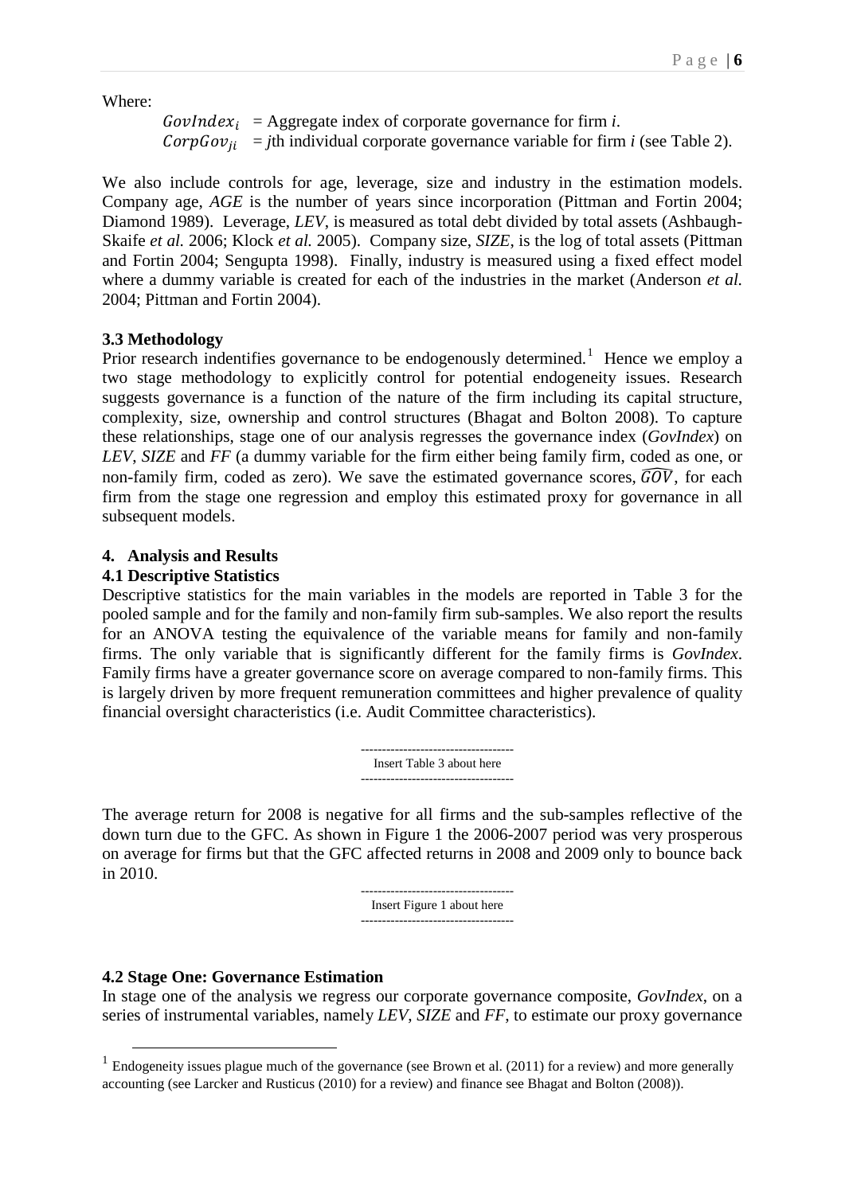Where:

$GovIndex_i$ = Aggregate index of corporate governance for firm *i*.
$CorpGov_{ji}$ = *j*th individual corporate governance variable for firm *i* (see Table 2).

We also include controls for age, leverage, size and industry in the estimation models. Company age, *AGE* is the number of years since incorporation (Pittman and Fortin 2004; Diamond 1989). Leverage, *LEV*, is measured as total debt divided by total assets (Ashbaugh-Skaife *et al.* 2006; Klock *et al.* 2005). Company size, *SIZE*, is the log of total assets (Pittman and Fortin 2004; Sengupta 1998). Finally, industry is measured using a fixed effect model where a dummy variable is created for each of the industries in the market (Anderson *et al.* 2004; Pittman and Fortin 2004).

### 3.3 Methodology

Prior research indentifies governance to be endogenously determined.[1] Hence we employ a two stage methodology to explicitly control for potential endogeneity issues. Research suggests governance is a function of the nature of the firm including its capital structure, complexity, size, ownership and control structures (Bhagat and Bolton 2008). To capture these relationships, stage one of our analysis regresses the governance index (*GovIndex*) on *LEV*, *SIZE* and *FF* (a dummy variable for the firm either being family firm, coded as one, or non-family firm, coded as zero). We save the estimated governance scores, $\widehat{GOV}$, for each firm from the stage one regression and employ this estimated proxy for governance in all subsequent models.

## 4. Analysis and Results

### 4.1 Descriptive Statistics

Descriptive statistics for the main variables in the models are reported in Table 3 for the pooled sample and for the family and non-family firm sub-samples. We also report the results for an ANOVA testing the equivalence of the variable means for family and non-family firms. The only variable that is significantly different for the family firms is *GovIndex*. Family firms have a greater governance score on average compared to non-family firms. This is largely driven by more frequent remuneration committees and higher prevalence of quality financial oversight characteristics (i.e. Audit Committee characteristics).

------------------------------------
Insert Table 3 about here
------------------------------------

The average return for 2008 is negative for all firms and the sub-samples reflective of the down turn due to the GFC. As shown in Figure 1 the 2006-2007 period was very prosperous on average for firms but that the GFC affected returns in 2008 and 2009 only to bounce back in 2010.

------------------------------------
Insert Figure 1 about here
------------------------------------

### 4.2 Stage One: Governance Estimation

In stage one of the analysis we regress our corporate governance composite, *GovIndex*, on a series of instrumental variables, namely *LEV*, *SIZE* and *FF*, to estimate our proxy governance

[1] Endogeneity issues plague much of the governance (see Brown et al. (2011) for a review) and more generally accounting (see Larcker and Rusticus (2010) for a review) and finance see Bhagat and Bolton (2008)).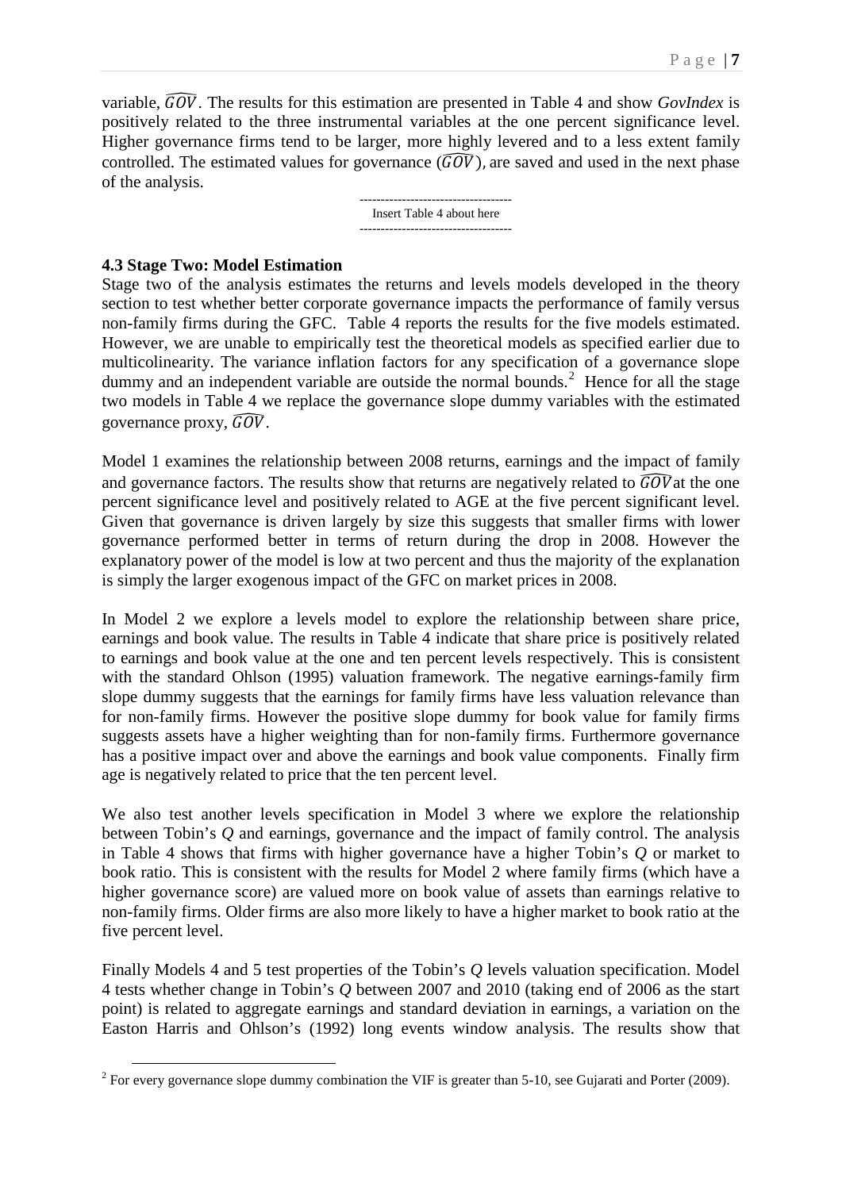variable, $\widehat{GOV}$. The results for this estimation are presented in Table 4 and show *GovIndex* is positively related to the three instrumental variables at the one percent significance level. Higher governance firms tend to be larger, more highly levered and to a less extent family controlled. The estimated values for governance ($\widehat{GOV}$), are saved and used in the next phase of the analysis.

------------------------------------
Insert Table 4 about here
------------------------------------

**4.3 Stage Two: Model Estimation**

Stage two of the analysis estimates the returns and levels models developed in the theory section to test whether better corporate governance impacts the performance of family versus non-family firms during the GFC. Table 4 reports the results for the five models estimated. However, we are unable to empirically test the theoretical models as specified earlier due to multicolinearity. The variance inflation factors for any specification of a governance slope dummy and an independent variable are outside the normal bounds.[2] Hence for all the stage two models in Table 4 we replace the governance slope dummy variables with the estimated governance proxy, $\widehat{GOV}$.

Model 1 examines the relationship between 2008 returns, earnings and the impact of family and governance factors. The results show that returns are negatively related to $\widehat{GOV}$ at the one percent significance level and positively related to AGE at the five percent significant level. Given that governance is driven largely by size this suggests that smaller firms with lower governance performed better in terms of return during the drop in 2008. However the explanatory power of the model is low at two percent and thus the majority of the explanation is simply the larger exogenous impact of the GFC on market prices in 2008.

In Model 2 we explore a levels model to explore the relationship between share price, earnings and book value. The results in Table 4 indicate that share price is positively related to earnings and book value at the one and ten percent levels respectively. This is consistent with the standard Ohlson (1995) valuation framework. The negative earnings-family firm slope dummy suggests that the earnings for family firms have less valuation relevance than for non-family firms. However the positive slope dummy for book value for family firms suggests assets have a higher weighting than for non-family firms. Furthermore governance has a positive impact over and above the earnings and book value components. Finally firm age is negatively related to price that the ten percent level.

We also test another levels specification in Model 3 where we explore the relationship between Tobin's *Q* and earnings, governance and the impact of family control. The analysis in Table 4 shows that firms with higher governance have a higher Tobin's *Q* or market to book ratio. This is consistent with the results for Model 2 where family firms (which have a higher governance score) are valued more on book value of assets than earnings relative to non-family firms. Older firms are also more likely to have a higher market to book ratio at the five percent level.

Finally Models 4 and 5 test properties of the Tobin's *Q* levels valuation specification. Model 4 tests whether change in Tobin's *Q* between 2007 and 2010 (taking end of 2006 as the start point) is related to aggregate earnings and standard deviation in earnings, a variation on the Easton Harris and Ohlson's (1992) long events window analysis. The results show that

[2] For every governance slope dummy combination the VIF is greater than 5-10, see Gujarati and Porter (2009).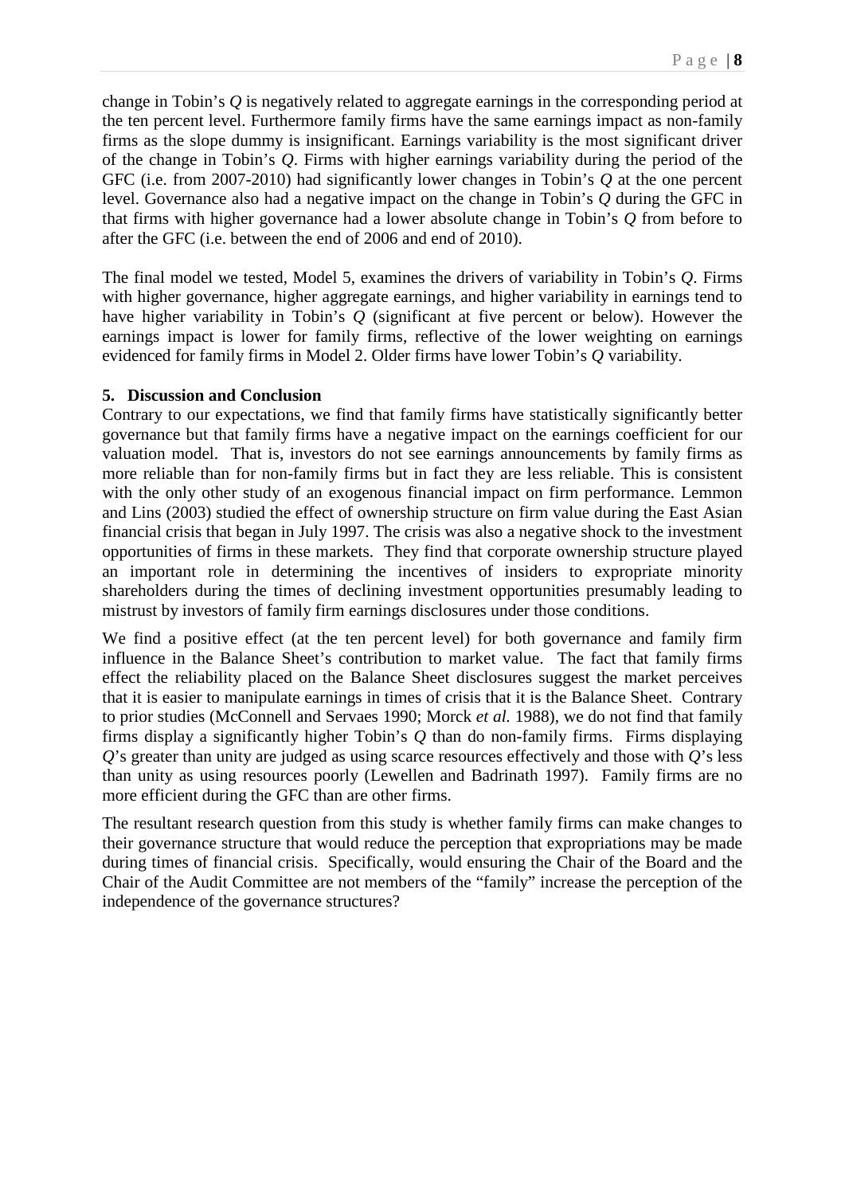change in Tobin's *Q* is negatively related to aggregate earnings in the corresponding period at the ten percent level. Furthermore family firms have the same earnings impact as non-family firms as the slope dummy is insignificant. Earnings variability is the most significant driver of the change in Tobin's *Q*. Firms with higher earnings variability during the period of the GFC (i.e. from 2007-2010) had significantly lower changes in Tobin's *Q* at the one percent level. Governance also had a negative impact on the change in Tobin's *Q* during the GFC in that firms with higher governance had a lower absolute change in Tobin's *Q* from before to after the GFC (i.e. between the end of 2006 and end of 2010).

The final model we tested, Model 5, examines the drivers of variability in Tobin's *Q*. Firms with higher governance, higher aggregate earnings, and higher variability in earnings tend to have higher variability in Tobin's *Q* (significant at five percent or below). However the earnings impact is lower for family firms, reflective of the lower weighting on earnings evidenced for family firms in Model 2. Older firms have lower Tobin's *Q* variability.

## 5. Discussion and Conclusion

Contrary to our expectations, we find that family firms have statistically significantly better governance but that family firms have a negative impact on the earnings coefficient for our valuation model. That is, investors do not see earnings announcements by family firms as more reliable than for non-family firms but in fact they are less reliable. This is consistent with the only other study of an exogenous financial impact on firm performance. Lemmon and Lins (2003) studied the effect of ownership structure on firm value during the East Asian financial crisis that began in July 1997. The crisis was also a negative shock to the investment opportunities of firms in these markets. They find that corporate ownership structure played an important role in determining the incentives of insiders to expropriate minority shareholders during the times of declining investment opportunities presumably leading to mistrust by investors of family firm earnings disclosures under those conditions.

We find a positive effect (at the ten percent level) for both governance and family firm influence in the Balance Sheet's contribution to market value. The fact that family firms effect the reliability placed on the Balance Sheet disclosures suggest the market perceives that it is easier to manipulate earnings in times of crisis that it is the Balance Sheet. Contrary to prior studies (McConnell and Servaes 1990; Morck *et al.* 1988), we do not find that family firms display a significantly higher Tobin's *Q* than do non-family firms. Firms displaying *Q*'s greater than unity are judged as using scarce resources effectively and those with *Q*'s less than unity as using resources poorly (Lewellen and Badrinath 1997). Family firms are no more efficient during the GFC than are other firms.

The resultant research question from this study is whether family firms can make changes to their governance structure that would reduce the perception that expropriations may be made during times of financial crisis. Specifically, would ensuring the Chair of the Board and the Chair of the Audit Committee are not members of the "family" increase the perception of the independence of the governance structures?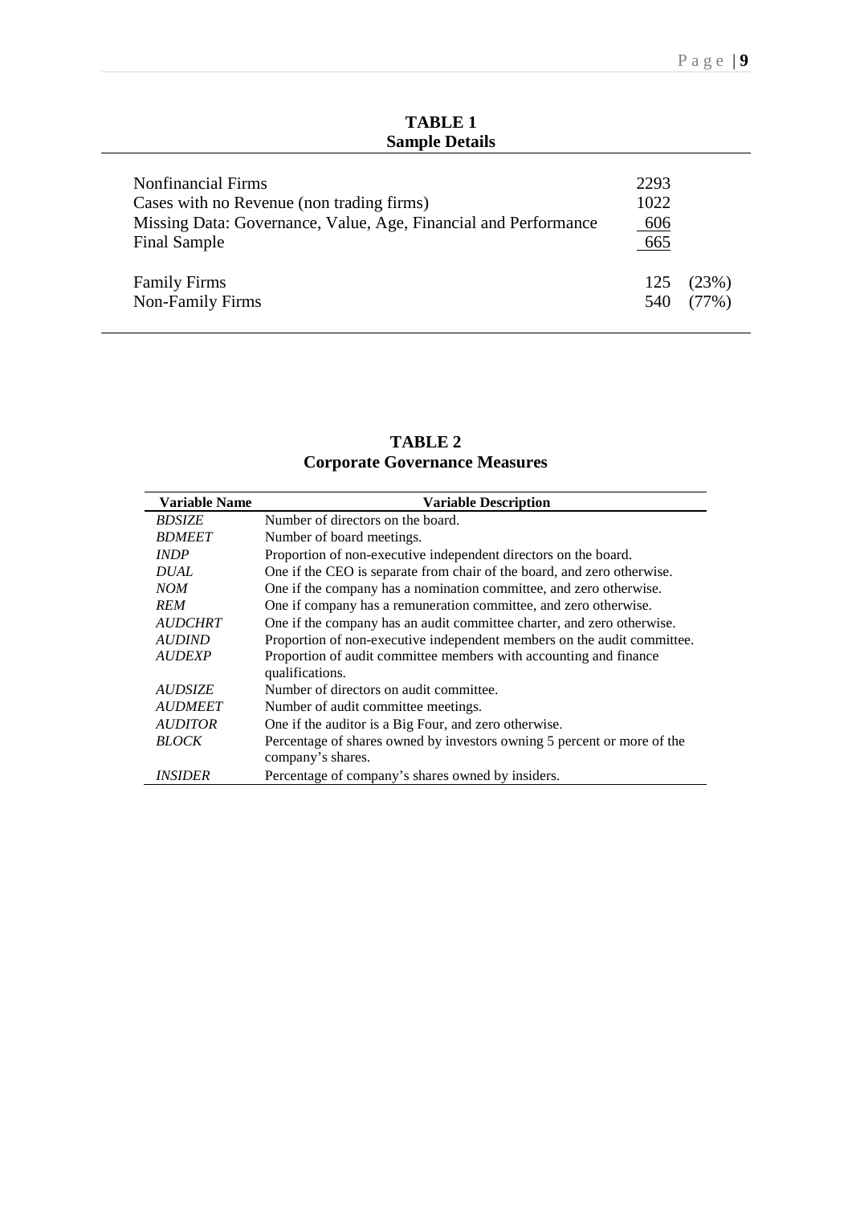**TABLE 1**
**Sample Details**

| | | |
|---|---|---|
| Nonfinancial Firms | 2293 | |
| Cases with no Revenue (non trading firms) | 1022 | |
| Missing Data: Governance, Value, Age, Financial and Performance | 606 | |
| Final Sample | 665 | |
| Family Firms | 125 | (23%) |
| Non-Family Firms | 540 | (77%) |

**TABLE 2**
**Corporate Governance Measures**

| Variable Name | Variable Description |
|---|---|
| *BDSIZE* | Number of directors on the board. |
| *BDMEET* | Number of board meetings. |
| *INDP* | Proportion of non-executive independent directors on the board. |
| *DUAL* | One if the CEO is separate from chair of the board, and zero otherwise. |
| *NOM* | One if the company has a nomination committee, and zero otherwise. |
| *REM* | One if company has a remuneration committee, and zero otherwise. |
| *AUDCHRT* | One if the company has an audit committee charter, and zero otherwise. |
| *AUDIND* | Proportion of non-executive independent members on the audit committee. |
| *AUDEXP* | Proportion of audit committee members with accounting and finance qualifications. |
| *AUDSIZE* | Number of directors on audit committee. |
| *AUDMEET* | Number of audit committee meetings. |
| *AUDITOR* | One if the auditor is a Big Four, and zero otherwise. |
| *BLOCK* | Percentage of shares owned by investors owning 5 percent or more of the company's shares. |
| *INSIDER* | Percentage of company's shares owned by insiders. |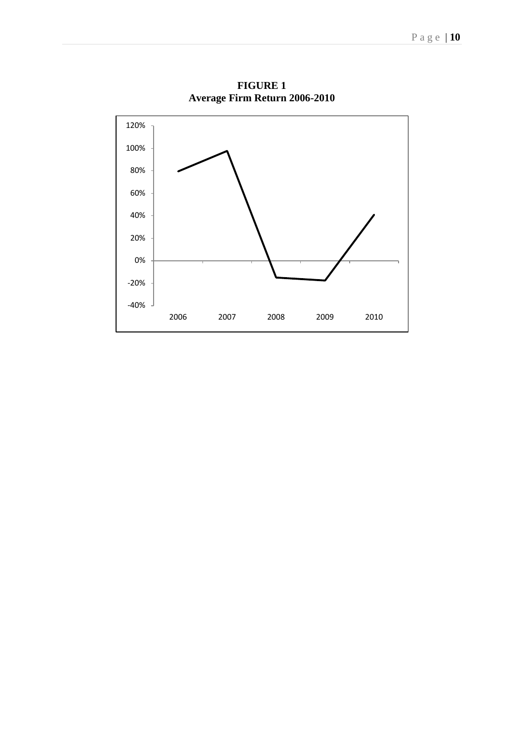**FIGURE 1**
**Average Firm Return 2006-2010**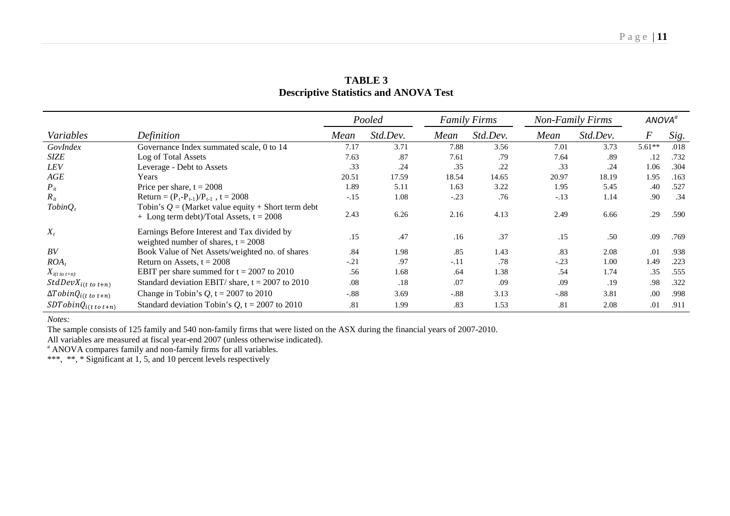**TABLE 3**
**Descriptive Statistics and ANOVA Test**

| | | *Pooled* | | *Family Firms* | | *Non-Family Firms* | | *ANOVA*[a] | |
|---|---|---|---|---|---|---|---|---|---|
| *Variables* | *Definition* | *Mean* | *Std.Dev.* | *Mean* | *Std.Dev.* | *Mean* | *Std.Dev.* | *F* | *Sig.* |
| *GovIndex* | Governance Index summated scale, 0 to 14 | 7.17 | 3.71 | 7.88 | 3.56 | 7.01 | 3.73 | 5.61** | .018 |
| *SIZE* | Log of Total Assets | 7.63 | .87 | 7.61 | .79 | 7.64 | .89 | .12 | .732 |
| *LEV* | Leverage - Debt to Assets | .33 | .24 | .35 | .22 | .33 | .24 | 1.06 | .304 |
| *AGE* | Years | 20.51 | 17.59 | 18.54 | 14.65 | 20.97 | 18.19 | 1.95 | .163 |
| $P_{it}$ | Price per share, t = 2008 | 1.89 | 5.11 | 1.63 | 3.22 | 1.95 | 5.45 | .40 | .527 |
| $R_{it}$ | Return = $(P_t - P_{t-1})/P_{t-1}$ , t = 2008 | -.15 | 1.08 | -.23 | .76 | -.13 | 1.14 | .90 | .34 |
| $TobinQ_t$ | Tobin's $Q$ = (Market value equity + Short term debt + Long term debt)/Total Assets, t = 2008 | 2.43 | 6.26 | 2.16 | 4.13 | 2.49 | 6.66 | .29 | .590 |
| $X_t$ | Earnings Before Interest and Tax divided by weighted number of shares, t = 2008 | .15 | .47 | .16 | .37 | .15 | .50 | .09 | .769 |
| *BV* | Book Value of Net Assets/weighted no. of shares | .84 | 1.98 | .85 | 1.43 | .83 | 2.08 | .01 | .938 |
| $ROA_t$ | Return on Assets, t = 2008 | -.21 | .97 | -.11 | .78 | -.23 | 1.00 | 1.49 | .223 |
| $X_{i(t\ to\ t+n)}$ | EBIT per share summed for t = 2007 to 2010 | .56 | 1.68 | .64 | 1.38 | .54 | 1.74 | .35 | .555 |
| $StdDevX_{i(t\ to\ t+n)}$ | Standard deviation EBIT/ share, t = 2007 to 2010 | .08 | .18 | .07 | .09 | .09 | .19 | .98 | .322 |
| $\Delta TobinQ_{i(t\ to\ t+n)}$ | Change in Tobin's $Q$, t = 2007 to 2010 | -.88 | 3.69 | -.88 | 3.13 | -.88 | 3.81 | .00 | .998 |
| $SDTobinQ_{i(t\ to\ t+n)}$ | Standard deviation Tobin's $Q$, t = 2007 to 2010 | .81 | 1.99 | .83 | 1.53 | .81 | 2.08 | .01 | .911 |

*Notes:*

The sample consists of 125 family and 540 non-family firms that were listed on the ASX during the financial years of 2007-2010.

All variables are measured at fiscal year-end 2007 (unless otherwise indicated).

[a] ANOVA compares family and non-family firms for all variables.

***, **, * Significant at 1, 5, and 10 percent levels respectively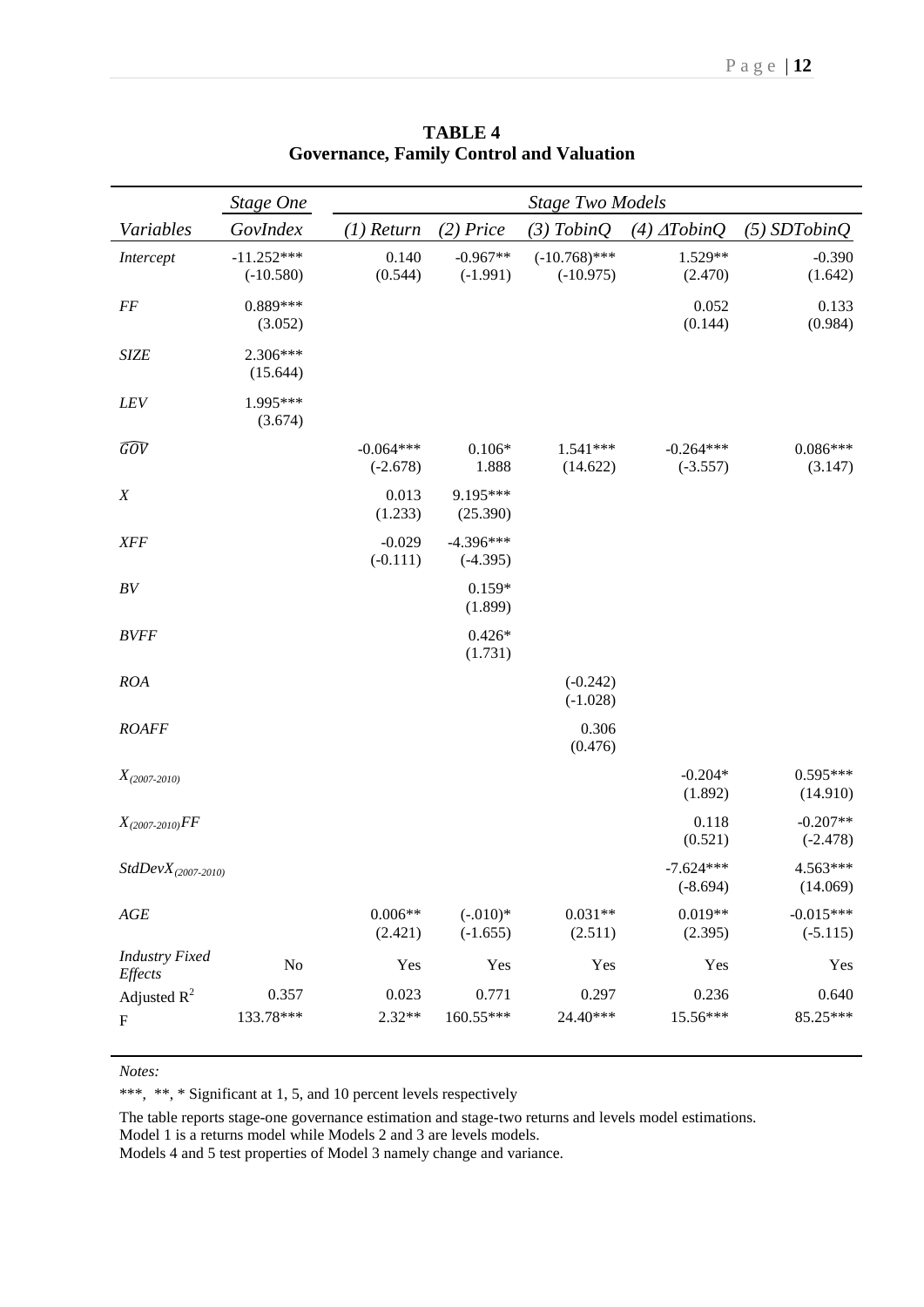**TABLE 4**
**Governance, Family Control and Valuation**

| | *Stage One* | *Stage Two Models* | | | | |
|---|---|---|---|---|---|---|
| *Variables* | *GovIndex* | *(1) Return* | *(2) Price* | *(3) TobinQ* | *(4) $\Delta$TobinQ* | *(5) SDTobinQ* |
| *Intercept* | -11.252*** (-10.580) | 0.140 (0.544) | -0.967** (-1.991) | (-10.768)*** (-10.975) | 1.529** (2.470) | -0.390 (1.642) |
| *FF* | 0.889*** (3.052) | | | | 0.052 (0.144) | 0.133 (0.984) |
| *SIZE* | 2.306*** (15.644) | | | | | |
| *LEV* | 1.995*** (3.674) | | | | | |
| $\widehat{GOV}$ | | -0.064*** (-2.678) | 0.106* 1.888 | 1.541*** (14.622) | -0.264*** (-3.557) | 0.086*** (3.147) |
| *X* | | 0.013 (1.233) | 9.195*** (25.390) | | | |
| *XFF* | | -0.029 (-0.111) | -4.396*** (-4.395) | | | |
| *BV* | | | 0.159* (1.899) | | | |
| *BVFF* | | | 0.426* (1.731) | | | |
| *ROA* | | | | (-0.242) (-1.028) | | |
| *ROAFF* | | | | 0.306 (0.476) | | |
| $X_{(2007\text{-}2010)}$ | | | | | -0.204* (1.892) | 0.595*** (14.910) |
| $X_{(2007\text{-}2010)}FF$ | | | | | 0.118 (0.521) | -0.207** (-2.478) |
| $StdDevX_{(2007\text{-}2010)}$ | | | | | -7.624*** (-8.694) | 4.563*** (14.069) |
| *AGE* | | 0.006** (2.421) | (-.010)* (-1.655) | 0.031** (2.511) | 0.019** (2.395) | -0.015*** (-5.115) |
| *Industry Fixed Effects* | No | Yes | Yes | Yes | Yes | Yes |
| Adjusted $R^2$ | 0.357 | 0.023 | 0.771 | 0.297 | 0.236 | 0.640 |
| F | 133.78*** | 2.32** | 160.55*** | 24.40*** | 15.56*** | 85.25*** |

*Notes:*

***, **, * Significant at 1, 5, and 10 percent levels respectively

The table reports stage-one governance estimation and stage-two returns and levels model estimations.
Model 1 is a returns model while Models 2 and 3 are levels models.
Models 4 and 5 test properties of Model 3 namely change and variance.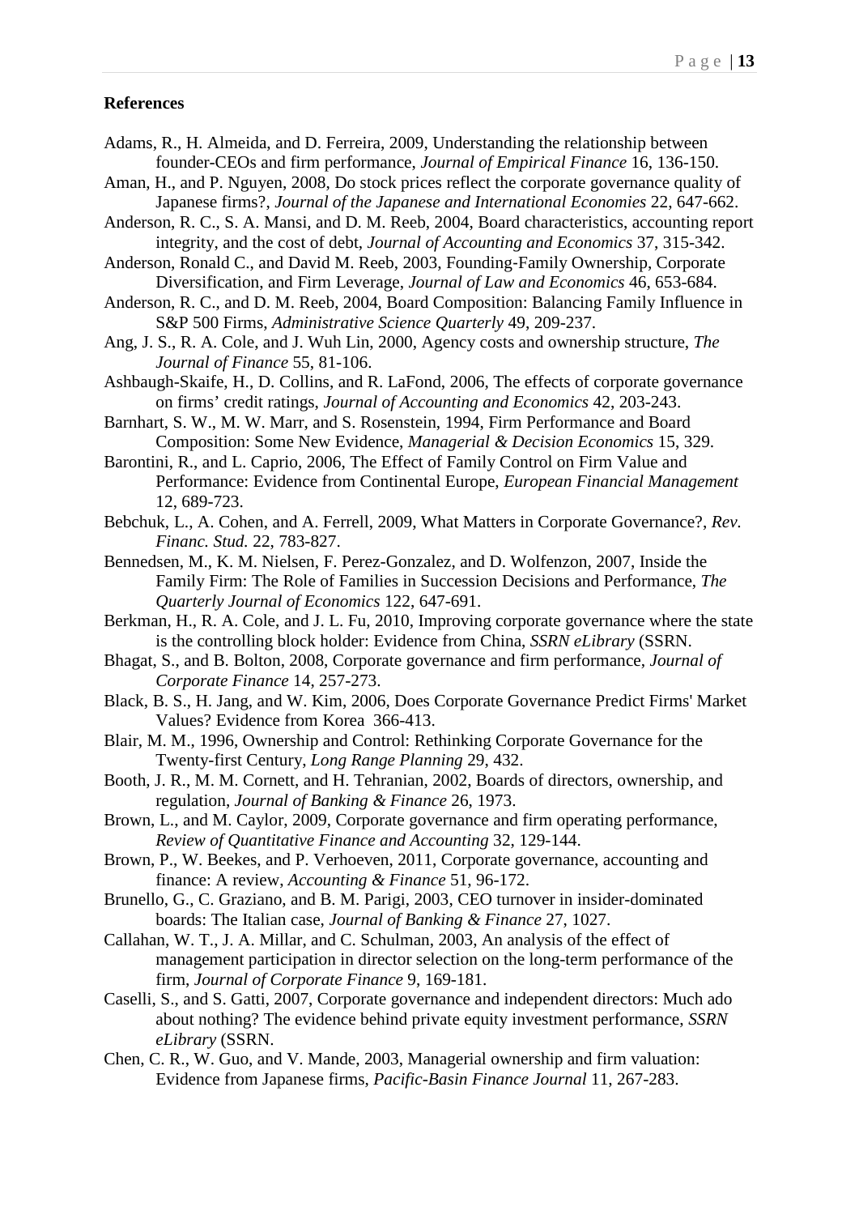**References**

Adams, R., H. Almeida, and D. Ferreira, 2009, Understanding the relationship between founder-CEOs and firm performance, *Journal of Empirical Finance* 16, 136-150.

Aman, H., and P. Nguyen, 2008, Do stock prices reflect the corporate governance quality of Japanese firms?, *Journal of the Japanese and International Economies* 22, 647-662.

Anderson, R. C., S. A. Mansi, and D. M. Reeb, 2004, Board characteristics, accounting report integrity, and the cost of debt, *Journal of Accounting and Economics* 37, 315-342.

Anderson, Ronald C., and David M. Reeb, 2003, Founding-Family Ownership, Corporate Diversification, and Firm Leverage, *Journal of Law and Economics* 46, 653-684.

Anderson, R. C., and D. M. Reeb, 2004, Board Composition: Balancing Family Influence in S&P 500 Firms, *Administrative Science Quarterly* 49, 209-237.

Ang, J. S., R. A. Cole, and J. Wuh Lin, 2000, Agency costs and ownership structure, *The Journal of Finance* 55, 81-106.

Ashbaugh-Skaife, H., D. Collins, and R. LaFond, 2006, The effects of corporate governance on firms' credit ratings, *Journal of Accounting and Economics* 42, 203-243.

Barnhart, S. W., M. W. Marr, and S. Rosenstein, 1994, Firm Performance and Board Composition: Some New Evidence, *Managerial & Decision Economics* 15, 329.

Barontini, R., and L. Caprio, 2006, The Effect of Family Control on Firm Value and Performance: Evidence from Continental Europe, *European Financial Management* 12, 689-723.

Bebchuk, L., A. Cohen, and A. Ferrell, 2009, What Matters in Corporate Governance?, *Rev. Financ. Stud.* 22, 783-827.

Bennedsen, M., K. M. Nielsen, F. Perez-Gonzalez, and D. Wolfenzon, 2007, Inside the Family Firm: The Role of Families in Succession Decisions and Performance, *The Quarterly Journal of Economics* 122, 647-691.

Berkman, H., R. A. Cole, and J. L. Fu, 2010, Improving corporate governance where the state is the controlling block holder: Evidence from China, *SSRN eLibrary* (SSRN.

Bhagat, S., and B. Bolton, 2008, Corporate governance and firm performance, *Journal of Corporate Finance* 14, 257-273.

Black, B. S., H. Jang, and W. Kim, 2006, Does Corporate Governance Predict Firms' Market Values? Evidence from Korea 366-413.

Blair, M. M., 1996, Ownership and Control: Rethinking Corporate Governance for the Twenty-first Century, *Long Range Planning* 29, 432.

Booth, J. R., M. M. Cornett, and H. Tehranian, 2002, Boards of directors, ownership, and regulation, *Journal of Banking & Finance* 26, 1973.

Brown, L., and M. Caylor, 2009, Corporate governance and firm operating performance, *Review of Quantitative Finance and Accounting* 32, 129-144.

Brown, P., W. Beekes, and P. Verhoeven, 2011, Corporate governance, accounting and finance: A review, *Accounting & Finance* 51, 96-172.

Brunello, G., C. Graziano, and B. M. Parigi, 2003, CEO turnover in insider-dominated boards: The Italian case, *Journal of Banking & Finance* 27, 1027.

Callahan, W. T., J. A. Millar, and C. Schulman, 2003, An analysis of the effect of management participation in director selection on the long-term performance of the firm, *Journal of Corporate Finance* 9, 169-181.

Caselli, S., and S. Gatti, 2007, Corporate governance and independent directors: Much ado about nothing? The evidence behind private equity investment performance, *SSRN eLibrary* (SSRN.

Chen, C. R., W. Guo, and V. Mande, 2003, Managerial ownership and firm valuation: Evidence from Japanese firms, *Pacific-Basin Finance Journal* 11, 267-283.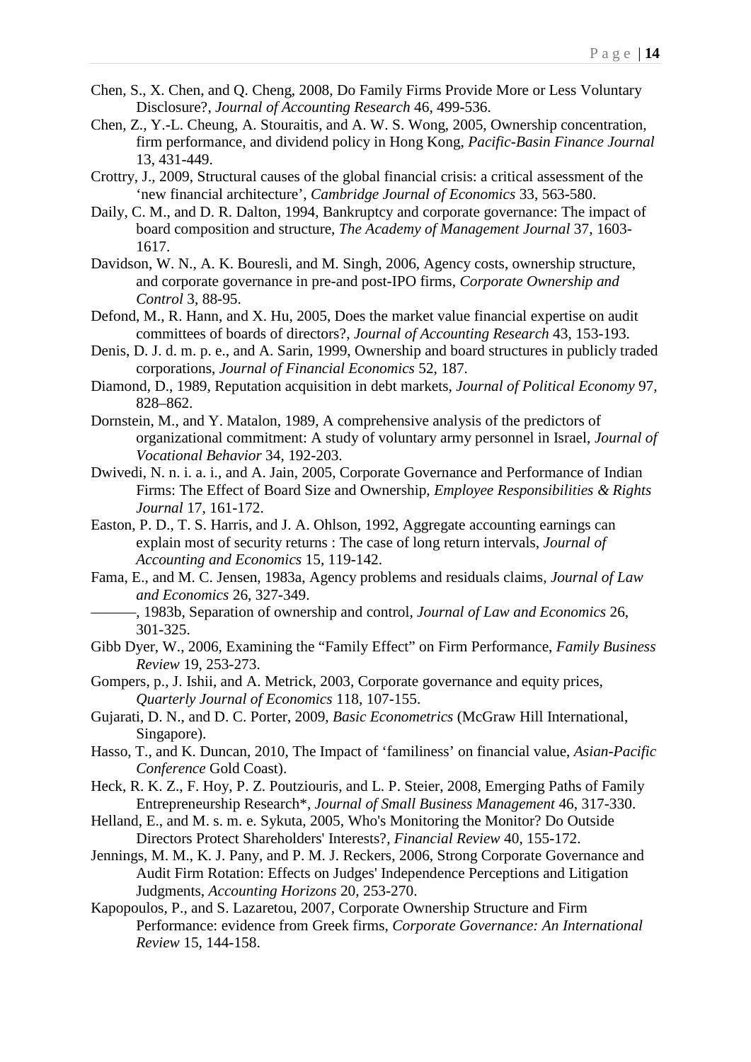Chen, S., X. Chen, and Q. Cheng, 2008, Do Family Firms Provide More or Less Voluntary Disclosure?, *Journal of Accounting Research* 46, 499-536.

Chen, Z., Y.-L. Cheung, A. Stouraitis, and A. W. S. Wong, 2005, Ownership concentration, firm performance, and dividend policy in Hong Kong, *Pacific-Basin Finance Journal* 13, 431-449.

Crottry, J., 2009, Structural causes of the global financial crisis: a critical assessment of the 'new financial architecture', *Cambridge Journal of Economics* 33, 563-580.

Daily, C. M., and D. R. Dalton, 1994, Bankruptcy and corporate governance: The impact of board composition and structure, *The Academy of Management Journal* 37, 1603-1617.

Davidson, W. N., A. K. Bouresli, and M. Singh, 2006, Agency costs, ownership structure, and corporate governance in pre-and post-IPO firms, *Corporate Ownership and Control* 3, 88-95.

Defond, M., R. Hann, and X. Hu, 2005, Does the market value financial expertise on audit committees of boards of directors?, *Journal of Accounting Research* 43, 153-193.

Denis, D. J. d. m. p. e., and A. Sarin, 1999, Ownership and board structures in publicly traded corporations, *Journal of Financial Economics* 52, 187.

Diamond, D., 1989, Reputation acquisition in debt markets, *Journal of Political Economy* 97, 828–862.

Dornstein, M., and Y. Matalon, 1989, A comprehensive analysis of the predictors of organizational commitment: A study of voluntary army personnel in Israel, *Journal of Vocational Behavior* 34, 192-203.

Dwivedi, N. n. i. a. i., and A. Jain, 2005, Corporate Governance and Performance of Indian Firms: The Effect of Board Size and Ownership, *Employee Responsibilities & Rights Journal* 17, 161-172.

Easton, P. D., T. S. Harris, and J. A. Ohlson, 1992, Aggregate accounting earnings can explain most of security returns : The case of long return intervals, *Journal of Accounting and Economics* 15, 119-142.

Fama, E., and M. C. Jensen, 1983a, Agency problems and residuals claims, *Journal of Law and Economics* 26, 327-349.

———, 1983b, Separation of ownership and control, *Journal of Law and Economics* 26, 301-325.

Gibb Dyer, W., 2006, Examining the "Family Effect" on Firm Performance, *Family Business Review* 19, 253-273.

Gompers, p., J. Ishii, and A. Metrick, 2003, Corporate governance and equity prices, *Quarterly Journal of Economics* 118, 107-155.

Gujarati, D. N., and D. C. Porter, 2009, *Basic Econometrics* (McGraw Hill International, Singapore).

Hasso, T., and K. Duncan, 2010, The Impact of 'familiness' on financial value, *Asian-Pacific Conference* Gold Coast).

Heck, R. K. Z., F. Hoy, P. Z. Poutziouris, and L. P. Steier, 2008, Emerging Paths of Family Entrepreneurship Research*, *Journal of Small Business Management* 46, 317-330.

Helland, E., and M. s. m. e. Sykuta, 2005, Who's Monitoring the Monitor? Do Outside Directors Protect Shareholders' Interests?, *Financial Review* 40, 155-172.

Jennings, M. M., K. J. Pany, and P. M. J. Reckers, 2006, Strong Corporate Governance and Audit Firm Rotation: Effects on Judges' Independence Perceptions and Litigation Judgments, *Accounting Horizons* 20, 253-270.

Kapopoulos, P., and S. Lazaretou, 2007, Corporate Ownership Structure and Firm Performance: evidence from Greek firms, *Corporate Governance: An International Review* 15, 144-158.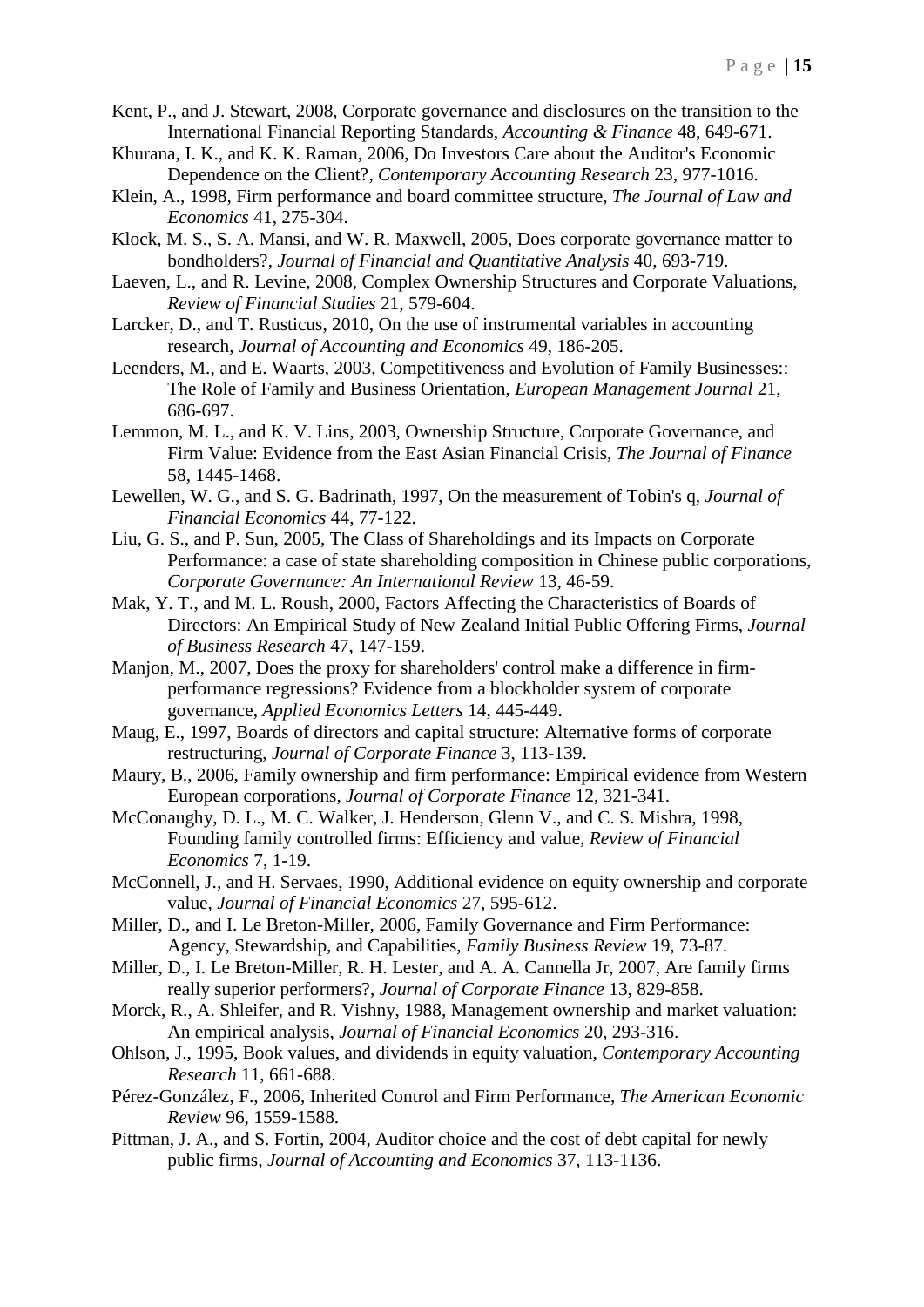Kent, P., and J. Stewart, 2008, Corporate governance and disclosures on the transition to the International Financial Reporting Standards, *Accounting & Finance* 48, 649-671.

Khurana, I. K., and K. K. Raman, 2006, Do Investors Care about the Auditor's Economic Dependence on the Client?, *Contemporary Accounting Research* 23, 977-1016.

Klein, A., 1998, Firm performance and board committee structure, *The Journal of Law and Economics* 41, 275-304.

Klock, M. S., S. A. Mansi, and W. R. Maxwell, 2005, Does corporate governance matter to bondholders?, *Journal of Financial and Quantitative Analysis* 40, 693-719.

Laeven, L., and R. Levine, 2008, Complex Ownership Structures and Corporate Valuations, *Review of Financial Studies* 21, 579-604.

Larcker, D., and T. Rusticus, 2010, On the use of instrumental variables in accounting research, *Journal of Accounting and Economics* 49, 186-205.

Leenders, M., and E. Waarts, 2003, Competitiveness and Evolution of Family Businesses:: The Role of Family and Business Orientation, *European Management Journal* 21, 686-697.

Lemmon, M. L., and K. V. Lins, 2003, Ownership Structure, Corporate Governance, and Firm Value: Evidence from the East Asian Financial Crisis, *The Journal of Finance* 58, 1445-1468.

Lewellen, W. G., and S. G. Badrinath, 1997, On the measurement of Tobin's q, *Journal of Financial Economics* 44, 77-122.

Liu, G. S., and P. Sun, 2005, The Class of Shareholdings and its Impacts on Corporate Performance: a case of state shareholding composition in Chinese public corporations, *Corporate Governance: An International Review* 13, 46-59.

Mak, Y. T., and M. L. Roush, 2000, Factors Affecting the Characteristics of Boards of Directors: An Empirical Study of New Zealand Initial Public Offering Firms, *Journal of Business Research* 47, 147-159.

Manjon, M., 2007, Does the proxy for shareholders' control make a difference in firm-performance regressions? Evidence from a blockholder system of corporate governance, *Applied Economics Letters* 14, 445-449.

Maug, E., 1997, Boards of directors and capital structure: Alternative forms of corporate restructuring, *Journal of Corporate Finance* 3, 113-139.

Maury, B., 2006, Family ownership and firm performance: Empirical evidence from Western European corporations, *Journal of Corporate Finance* 12, 321-341.

McConaughy, D. L., M. C. Walker, J. Henderson, Glenn V., and C. S. Mishra, 1998, Founding family controlled firms: Efficiency and value, *Review of Financial Economics* 7, 1-19.

McConnell, J., and H. Servaes, 1990, Additional evidence on equity ownership and corporate value, *Journal of Financial Economics* 27, 595-612.

Miller, D., and I. Le Breton-Miller, 2006, Family Governance and Firm Performance: Agency, Stewardship, and Capabilities, *Family Business Review* 19, 73-87.

Miller, D., I. Le Breton-Miller, R. H. Lester, and A. A. Cannella Jr, 2007, Are family firms really superior performers?, *Journal of Corporate Finance* 13, 829-858.

Morck, R., A. Shleifer, and R. Vishny, 1988, Management ownership and market valuation: An empirical analysis, *Journal of Financial Economics* 20, 293-316.

Ohlson, J., 1995, Book values, and dividends in equity valuation, *Contemporary Accounting Research* 11, 661-688.

Pérez-González, F., 2006, Inherited Control and Firm Performance, *The American Economic Review* 96, 1559-1588.

Pittman, J. A., and S. Fortin, 2004, Auditor choice and the cost of debt capital for newly public firms, *Journal of Accounting and Economics* 37, 113-1136.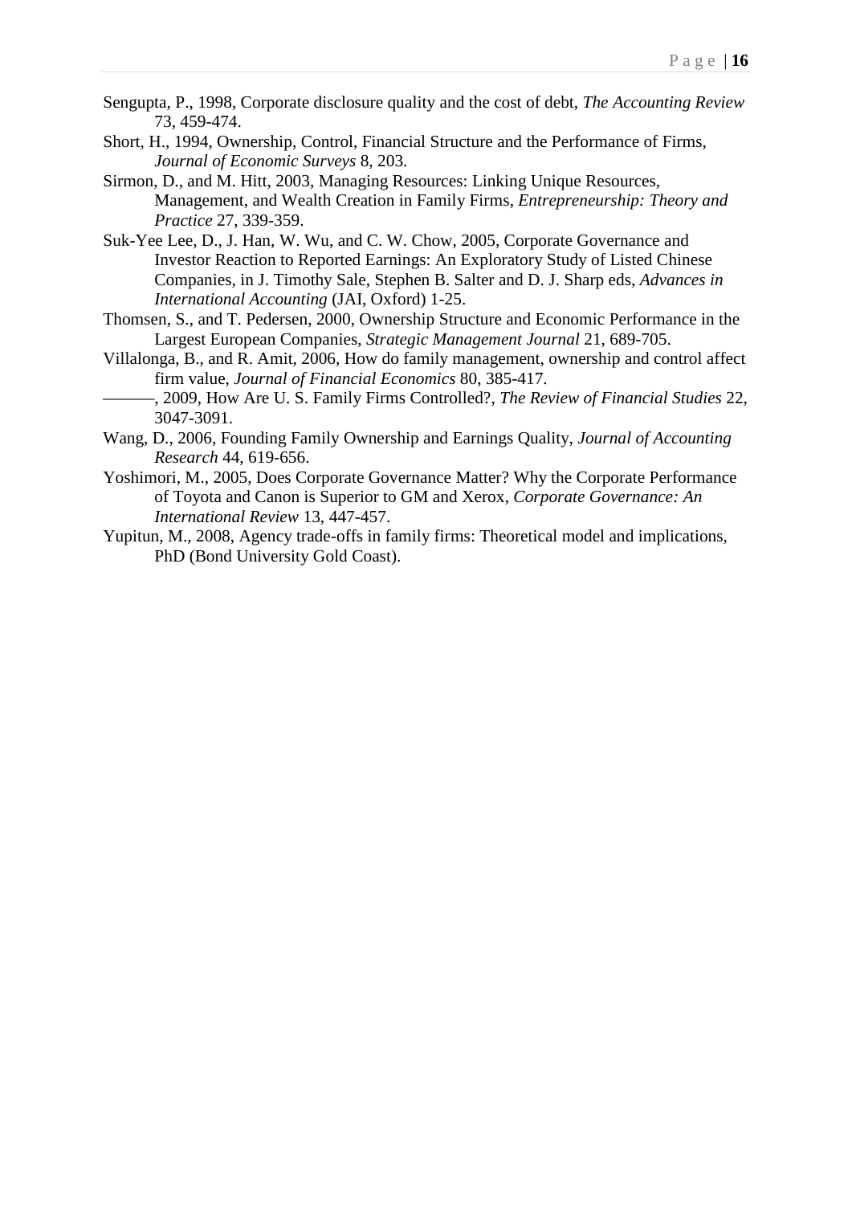Sengupta, P., 1998, Corporate disclosure quality and the cost of debt, *The Accounting Review* 73, 459-474.

Short, H., 1994, Ownership, Control, Financial Structure and the Performance of Firms, *Journal of Economic Surveys* 8, 203.

Sirmon, D., and M. Hitt, 2003, Managing Resources: Linking Unique Resources, Management, and Wealth Creation in Family Firms, *Entrepreneurship: Theory and Practice* 27, 339-359.

Suk-Yee Lee, D., J. Han, W. Wu, and C. W. Chow, 2005, Corporate Governance and Investor Reaction to Reported Earnings: An Exploratory Study of Listed Chinese Companies, in J. Timothy Sale, Stephen B. Salter and D. J. Sharp eds, *Advances in International Accounting* (JAI, Oxford) 1-25.

Thomsen, S., and T. Pedersen, 2000, Ownership Structure and Economic Performance in the Largest European Companies, *Strategic Management Journal* 21, 689-705.

Villalonga, B., and R. Amit, 2006, How do family management, ownership and control affect firm value, *Journal of Financial Economics* 80, 385-417.

———, 2009, How Are U. S. Family Firms Controlled?, *The Review of Financial Studies* 22, 3047-3091.

Wang, D., 2006, Founding Family Ownership and Earnings Quality, *Journal of Accounting Research* 44, 619-656.

Yoshimori, M., 2005, Does Corporate Governance Matter? Why the Corporate Performance of Toyota and Canon is Superior to GM and Xerox, *Corporate Governance: An International Review* 13, 447-457.

Yupitun, M., 2008, Agency trade-offs in family firms: Theoretical model and implications, PhD (Bond University Gold Coast).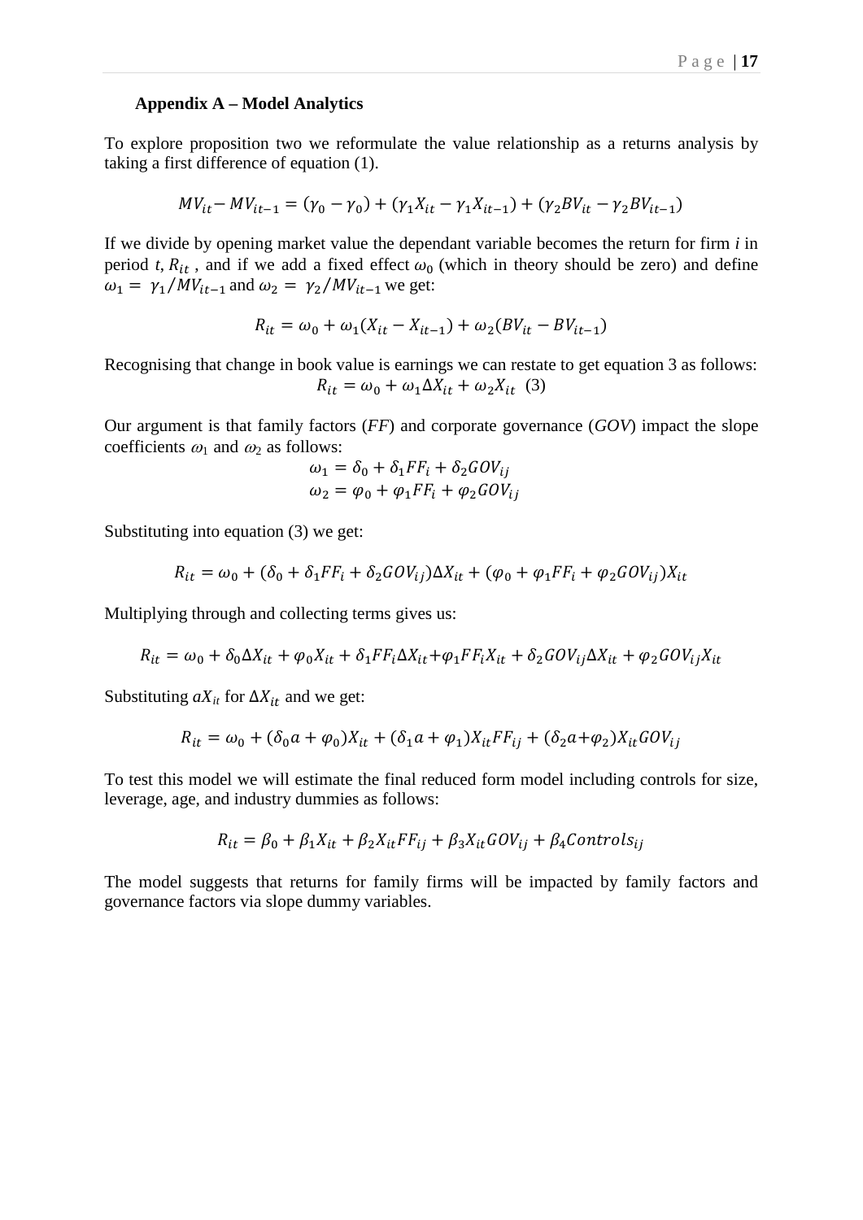### Appendix A – Model Analytics

To explore proposition two we reformulate the value relationship as a returns analysis by taking a first difference of equation (1).

$$MV_{it} - MV_{it-1} = (\gamma_0 - \gamma_0) + (\gamma_1 X_{it} - \gamma_1 X_{it-1}) + (\gamma_2 BV_{it} - \gamma_2 BV_{it-1})$$

If we divide by opening market value the dependant variable becomes the return for firm *i* in period *t*, $R_{it}$ , and if we add a fixed effect $\omega_0$ (which in theory should be zero) and define $\omega_1 = \gamma_1 / MV_{it-1}$ and $\omega_2 = \gamma_2 / MV_{it-1}$ we get:

$$R_{it} = \omega_0 + \omega_1 (X_{it} - X_{it-1}) + \omega_2 (BV_{it} - BV_{it-1})$$

Recognising that change in book value is earnings we can restate to get equation 3 as follows:

$$R_{it} = \omega_0 + \omega_1 \Delta X_{it} + \omega_2 X_{it} \quad (3)$$

Our argument is that family factors (*FF*) and corporate governance (*GOV*) impact the slope coefficients $\omega_1$ and $\omega_2$ as follows:

$$\omega_1 = \delta_0 + \delta_1 FF_i + \delta_2 GOV_{ij}$$
$$\omega_2 = \varphi_0 + \varphi_1 FF_i + \varphi_2 GOV_{ij}$$

Substituting into equation (3) we get:

$$R_{it} = \omega_0 + (\delta_0 + \delta_1 FF_i + \delta_2 GOV_{ij})\Delta X_{it} + (\varphi_0 + \varphi_1 FF_i + \varphi_2 GOV_{ij}) X_{it}$$

Multiplying through and collecting terms gives us:

$$R_{it} = \omega_0 + \delta_0 \Delta X_{it} + \varphi_0 X_{it} + \delta_1 FF_i \Delta X_{it} + \varphi_1 FF_i X_{it} + \delta_2 GOV_{ij} \Delta X_{it} + \varphi_2 GOV_{ij} X_{it}$$

Substituting $aX_{it}$ for $\Delta X_{it}$ and we get:

$$R_{it} = \omega_0 + (\delta_0 a + \varphi_0) X_{it} + (\delta_1 a + \varphi_1) X_{it} FF_{ij} + (\delta_2 a + \varphi_2) X_{it} GOV_{ij}$$

To test this model we will estimate the final reduced form model including controls for size, leverage, age, and industry dummies as follows:

$$R_{it} = \beta_0 + \beta_1 X_{it} + \beta_2 X_{it} FF_{ij} + \beta_3 X_{it} GOV_{ij} + \beta_4 Controls_{ij}$$

The model suggests that returns for family firms will be impacted by family factors and governance factors via slope dummy variables.